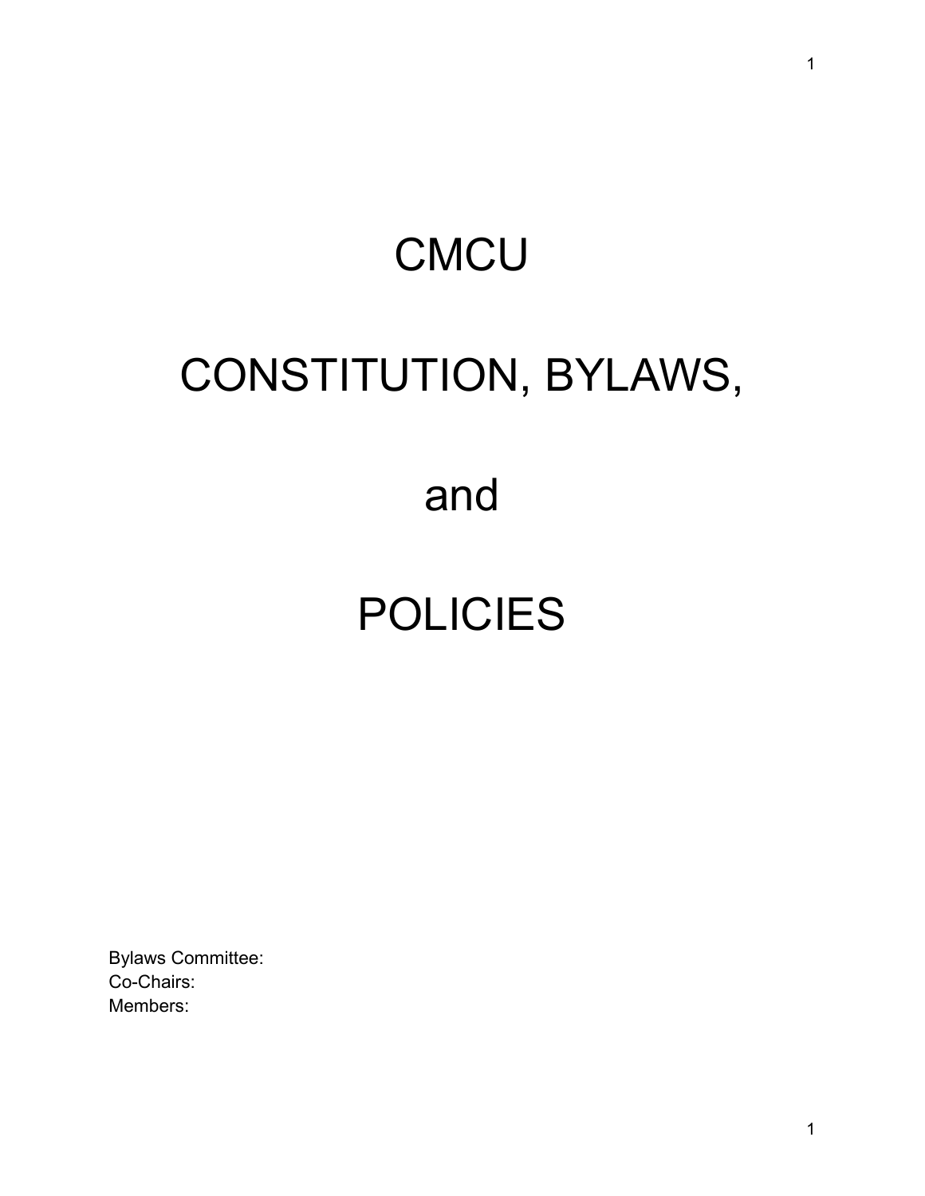# CMCU

# CONSTITUTION, BYLAWS,

# and

# POLICIES

Bylaws Committee:
Co-Chairs:
Members: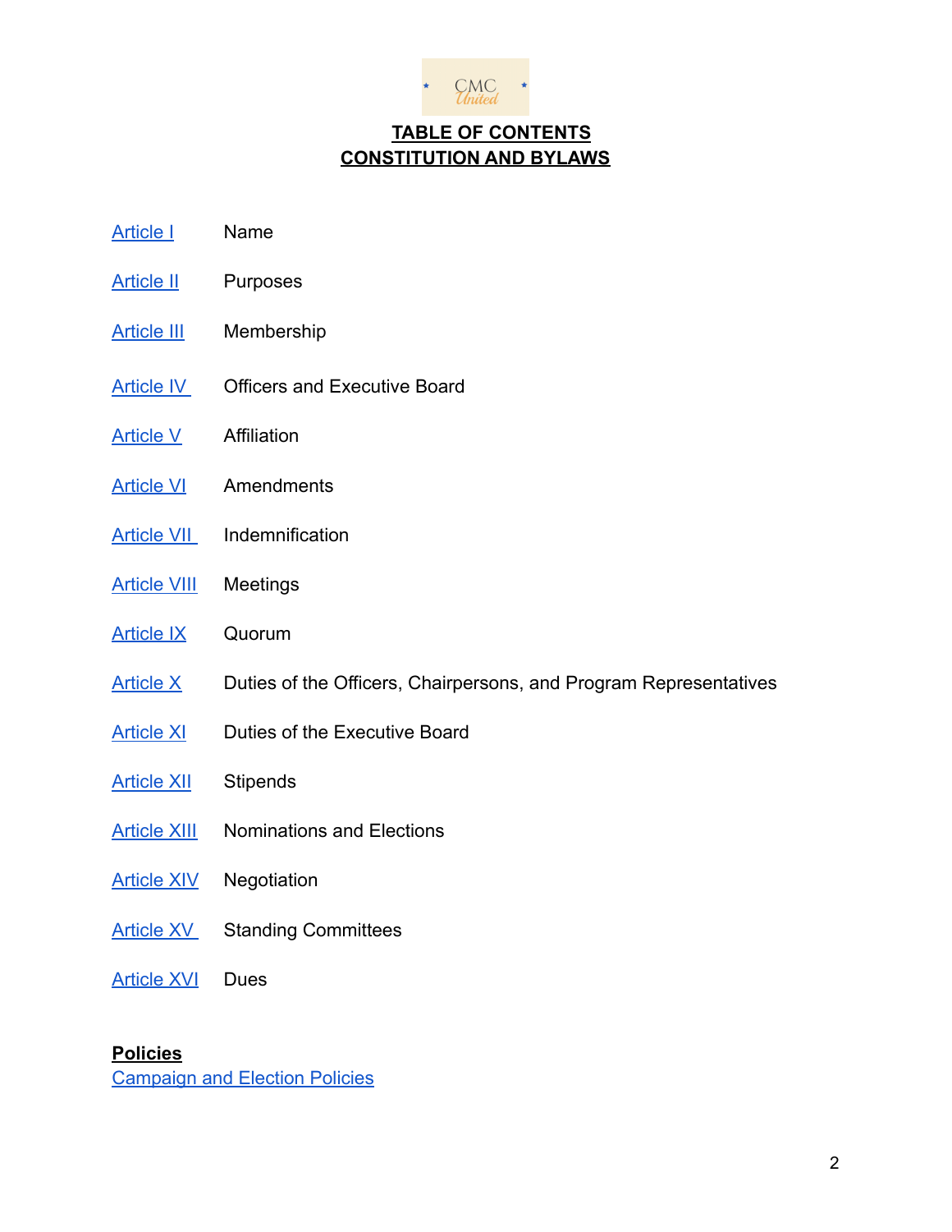# TABLE OF CONTENTS
# CONSTITUTION AND BYLAWS

| | |
|---|---|
| Article I | Name |
| Article II | Purposes |
| Article III | Membership |
| Article IV | Officers and Executive Board |
| Article V | Affiliation |
| Article VI | Amendments |
| Article VII | Indemnification |
| Article VIII | Meetings |
| Article IX | Quorum |
| Article X | Duties of the Officers, Chairpersons, and Program Representatives |
| Article XI | Duties of the Executive Board |
| Article XII | Stipends |
| Article XIII | Nominations and Elections |
| Article XIV | Negotiation |
| Article XV | Standing Committees |
| Article XVI | Dues |

**Policies**

Campaign and Election Policies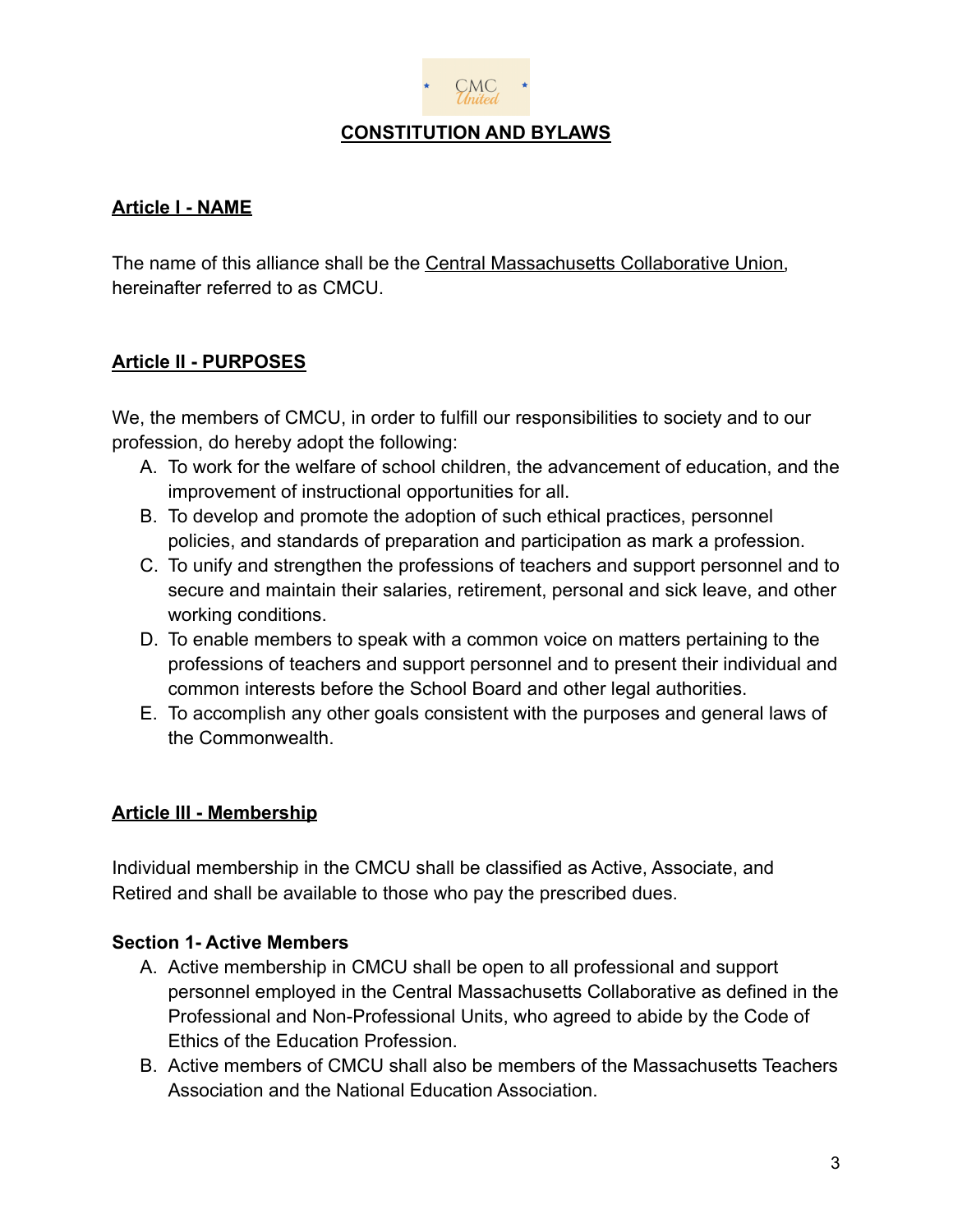CMC United

# CONSTITUTION AND BYLAWS

## Article I - NAME

The name of this alliance shall be the Central Massachusetts Collaborative Union, hereinafter referred to as CMCU.

## Article II - PURPOSES

We, the members of CMCU, in order to fulfill our responsibilities to society and to our profession, do hereby adopt the following:

A. To work for the welfare of school children, the advancement of education, and the improvement of instructional opportunities for all.
B. To develop and promote the adoption of such ethical practices, personnel policies, and standards of preparation and participation as mark a profession.
C. To unify and strengthen the professions of teachers and support personnel and to secure and maintain their salaries, retirement, personal and sick leave, and other working conditions.
D. To enable members to speak with a common voice on matters pertaining to the professions of teachers and support personnel and to present their individual and common interests before the School Board and other legal authorities.
E. To accomplish any other goals consistent with the purposes and general laws of the Commonwealth.

## Article III - Membership

Individual membership in the CMCU shall be classified as Active, Associate, and Retired and shall be available to those who pay the prescribed dues.

### Section 1- Active Members

A. Active membership in CMCU shall be open to all professional and support personnel employed in the Central Massachusetts Collaborative as defined in the Professional and Non-Professional Units, who agreed to abide by the Code of Ethics of the Education Profession.
B. Active members of CMCU shall also be members of the Massachusetts Teachers Association and the National Education Association.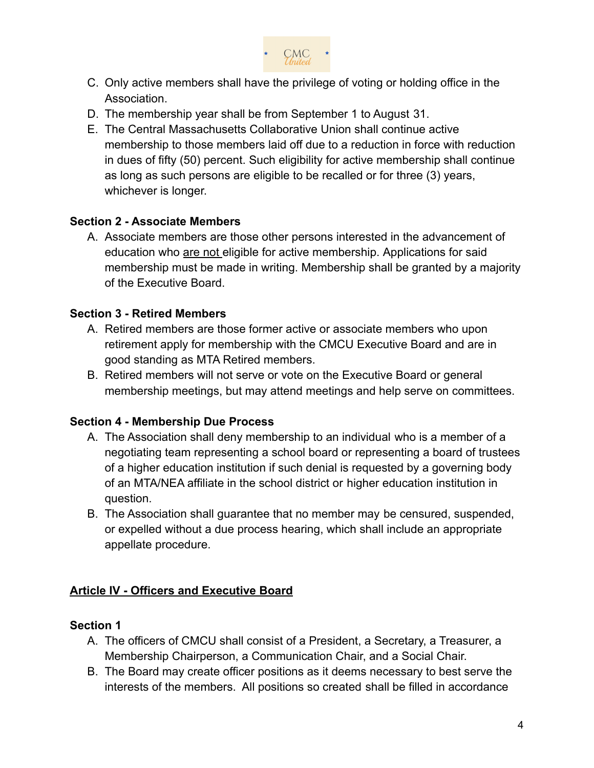C. Only active members shall have the privilege of voting or holding office in the Association.

D. The membership year shall be from September 1 to August 31.

E. The Central Massachusetts Collaborative Union shall continue active membership to those members laid off due to a reduction in force with reduction in dues of fifty (50) percent. Such eligibility for active membership shall continue as long as such persons are eligible to be recalled or for three (3) years, whichever is longer.

**Section 2 - Associate Members**

A. Associate members are those other persons interested in the advancement of education who <u>are not</u> eligible for active membership. Applications for said membership must be made in writing. Membership shall be granted by a majority of the Executive Board.

**Section 3 - Retired Members**

A. Retired members are those former active or associate members who upon retirement apply for membership with the CMCU Executive Board and are in good standing as MTA Retired members.

B. Retired members will not serve or vote on the Executive Board or general membership meetings, but may attend meetings and help serve on committees.

**Section 4 - Membership Due Process**

A. The Association shall deny membership to an individual who is a member of a negotiating team representing a school board or representing a board of trustees of a higher education institution if such denial is requested by a governing body of an MTA/NEA affiliate in the school district or higher education institution in question.

B. The Association shall guarantee that no member may be censured, suspended, or expelled without a due process hearing, which shall include an appropriate appellate procedure.

## <u>Article IV - Officers and Executive Board</u>

**Section 1**

A. The officers of CMCU shall consist of a President, a Secretary, a Treasurer, a Membership Chairperson, a Communication Chair, and a Social Chair.

B. The Board may create officer positions as it deems necessary to best serve the interests of the members. All positions so created shall be filled in accordance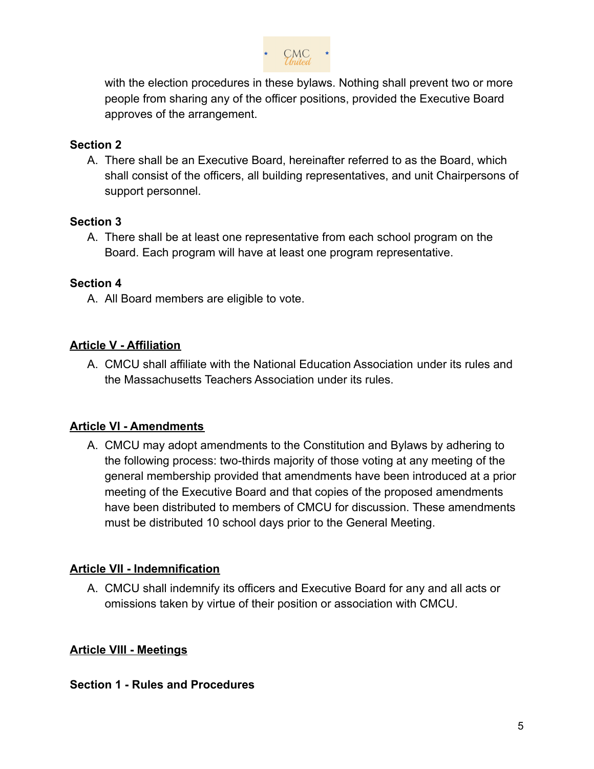with the election procedures in these bylaws. Nothing shall prevent two or more people from sharing any of the officer positions, provided the Executive Board approves of the arrangement.

**Section 2**

A. There shall be an Executive Board, hereinafter referred to as the Board, which shall consist of the officers, all building representatives, and unit Chairpersons of support personnel.

**Section 3**

A. There shall be at least one representative from each school program on the Board. Each program will have at least one program representative.

**Section 4**

A. All Board members are eligible to vote.

## Article V - Affiliation

A. CMCU shall affiliate with the National Education Association under its rules and the Massachusetts Teachers Association under its rules.

## Article VI - Amendments

A. CMCU may adopt amendments to the Constitution and Bylaws by adhering to the following process: two-thirds majority of those voting at any meeting of the general membership provided that amendments have been introduced at a prior meeting of the Executive Board and that copies of the proposed amendments have been distributed to members of CMCU for discussion. These amendments must be distributed 10 school days prior to the General Meeting.

## Article VII - Indemnification

A. CMCU shall indemnify its officers and Executive Board for any and all acts or omissions taken by virtue of their position or association with CMCU.

## Article VIII - Meetings

**Section 1 - Rules and Procedures**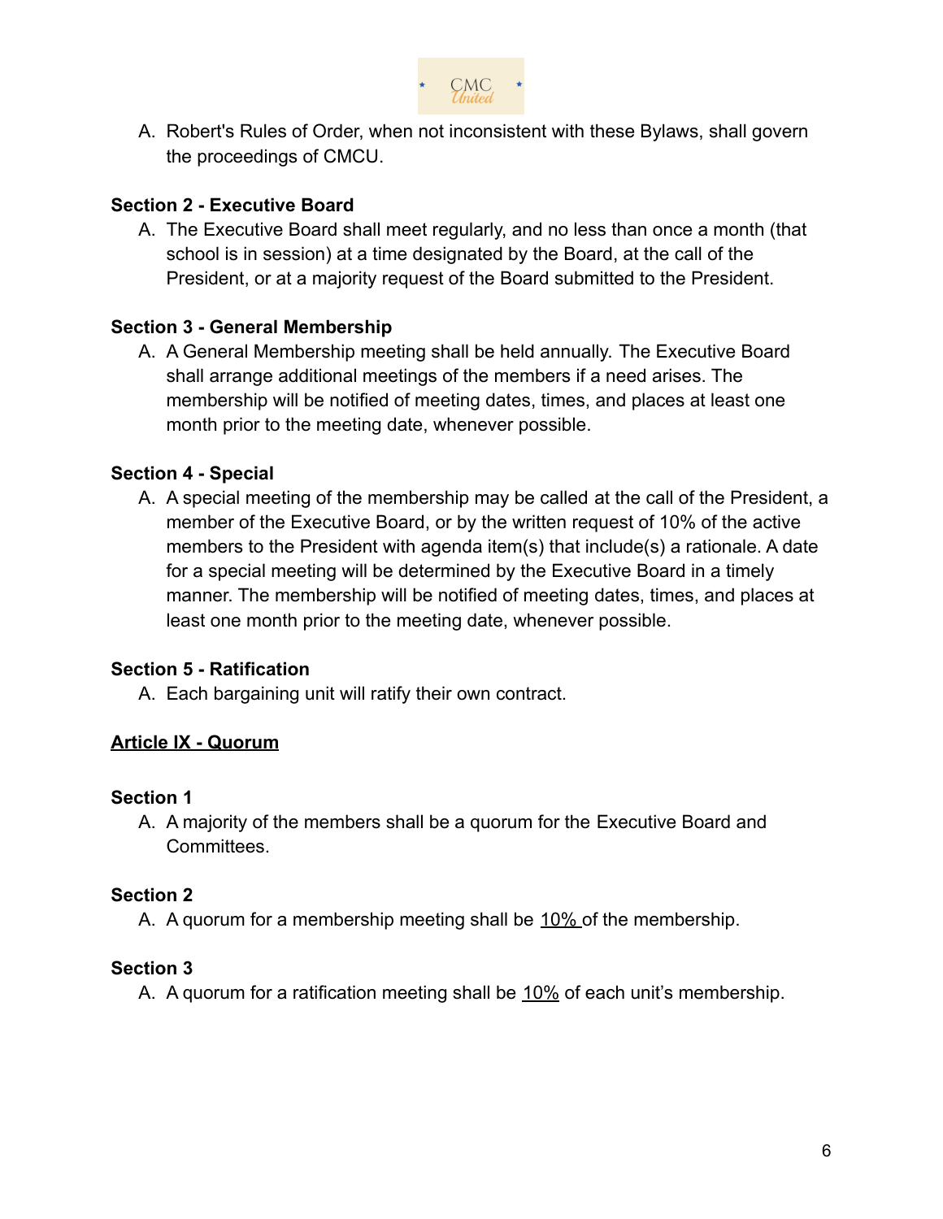A. Robert's Rules of Order, when not inconsistent with these Bylaws, shall govern the proceedings of CMCU.

**Section 2 - Executive Board**

A. The Executive Board shall meet regularly, and no less than once a month (that school is in session) at a time designated by the Board, at the call of the President, or at a majority request of the Board submitted to the President.

**Section 3 - General Membership**

A. A General Membership meeting shall be held annually. The Executive Board shall arrange additional meetings of the members if a need arises. The membership will be notified of meeting dates, times, and places at least one month prior to the meeting date, whenever possible.

**Section 4 - Special**

A. A special meeting of the membership may be called at the call of the President, a member of the Executive Board, or by the written request of 10% of the active members to the President with agenda item(s) that include(s) a rationale. A date for a special meeting will be determined by the Executive Board in a timely manner. The membership will be notified of meeting dates, times, and places at least one month prior to the meeting date, whenever possible.

**Section 5 - Ratification**

A. Each bargaining unit will ratify their own contract.

## Article IX - Quorum

**Section 1**

A. A majority of the members shall be a quorum for the Executive Board and Committees.

**Section 2**

A. A quorum for a membership meeting shall be 10% of the membership.

**Section 3**

A. A quorum for a ratification meeting shall be 10% of each unit's membership.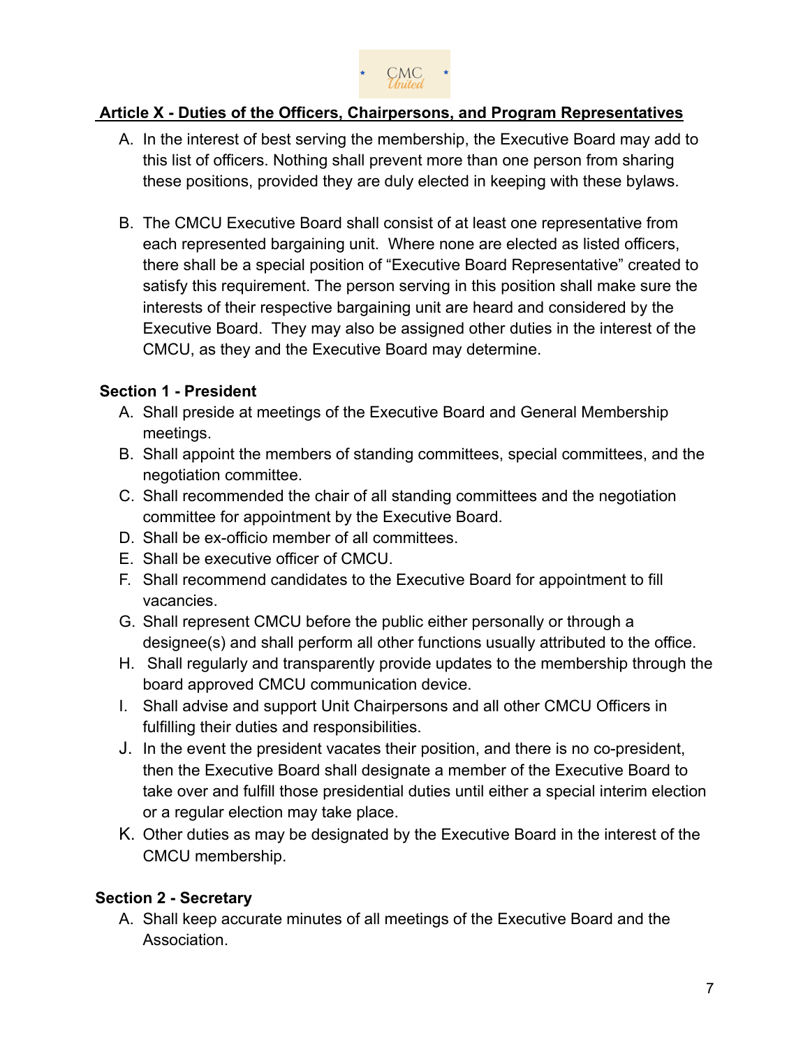## Article X - Duties of the Officers, Chairpersons, and Program Representatives

A. In the interest of best serving the membership, the Executive Board may add to this list of officers. Nothing shall prevent more than one person from sharing these positions, provided they are duly elected in keeping with these bylaws.

B. The CMCU Executive Board shall consist of at least one representative from each represented bargaining unit. Where none are elected as listed officers, there shall be a special position of "Executive Board Representative" created to satisfy this requirement. The person serving in this position shall make sure the interests of their respective bargaining unit are heard and considered by the Executive Board. They may also be assigned other duties in the interest of the CMCU, as they and the Executive Board may determine.

### Section 1 - President

A. Shall preside at meetings of the Executive Board and General Membership meetings.
B. Shall appoint the members of standing committees, special committees, and the negotiation committee.
C. Shall recommended the chair of all standing committees and the negotiation committee for appointment by the Executive Board.
D. Shall be ex-officio member of all committees.
E. Shall be executive officer of CMCU.
F. Shall recommend candidates to the Executive Board for appointment to fill vacancies.
G. Shall represent CMCU before the public either personally or through a designee(s) and shall perform all other functions usually attributed to the office.
H. Shall regularly and transparently provide updates to the membership through the board approved CMCU communication device.
I. Shall advise and support Unit Chairpersons and all other CMCU Officers in fulfilling their duties and responsibilities.
J. In the event the president vacates their position, and there is no co-president, then the Executive Board shall designate a member of the Executive Board to take over and fulfill those presidential duties until either a special interim election or a regular election may take place.
K. Other duties as may be designated by the Executive Board in the interest of the CMCU membership.

### Section 2 - Secretary

A. Shall keep accurate minutes of all meetings of the Executive Board and the Association.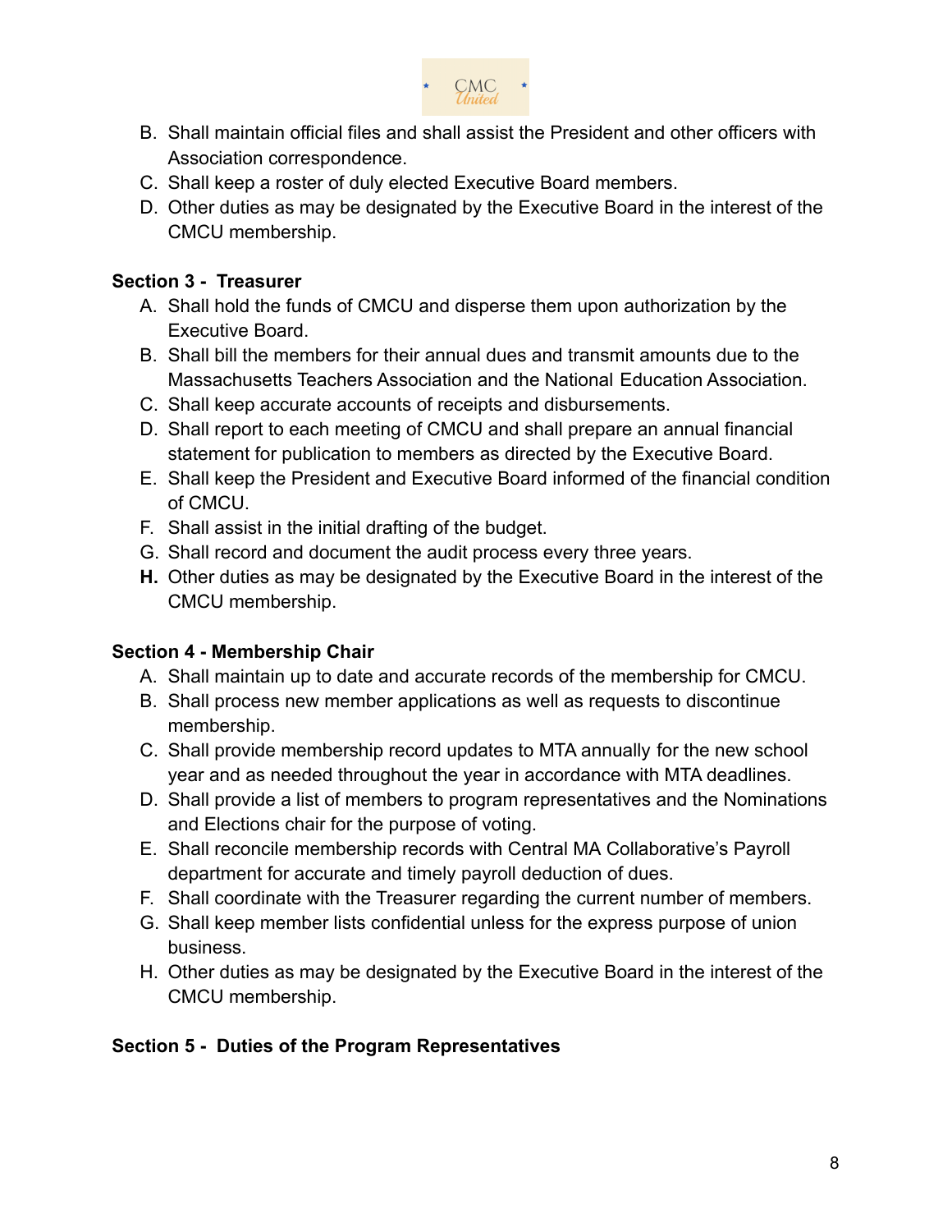B. Shall maintain official files and shall assist the President and other officers with Association correspondence.
C. Shall keep a roster of duly elected Executive Board members.
D. Other duties as may be designated by the Executive Board in the interest of the CMCU membership.

**Section 3 - Treasurer**

A. Shall hold the funds of CMCU and disperse them upon authorization by the Executive Board.
B. Shall bill the members for their annual dues and transmit amounts due to the Massachusetts Teachers Association and the National Education Association.
C. Shall keep accurate accounts of receipts and disbursements.
D. Shall report to each meeting of CMCU and shall prepare an annual financial statement for publication to members as directed by the Executive Board.
E. Shall keep the President and Executive Board informed of the financial condition of CMCU.
F. Shall assist in the initial drafting of the budget.
G. Shall record and document the audit process every three years.
**H.** Other duties as may be designated by the Executive Board in the interest of the CMCU membership.

**Section 4 - Membership Chair**

A. Shall maintain up to date and accurate records of the membership for CMCU.
B. Shall process new member applications as well as requests to discontinue membership.
C. Shall provide membership record updates to MTA annually for the new school year and as needed throughout the year in accordance with MTA deadlines.
D. Shall provide a list of members to program representatives and the Nominations and Elections chair for the purpose of voting.
E. Shall reconcile membership records with Central MA Collaborative's Payroll department for accurate and timely payroll deduction of dues.
F. Shall coordinate with the Treasurer regarding the current number of members.
G. Shall keep member lists confidential unless for the express purpose of union business.
H. Other duties as may be designated by the Executive Board in the interest of the CMCU membership.

**Section 5 - Duties of the Program Representatives**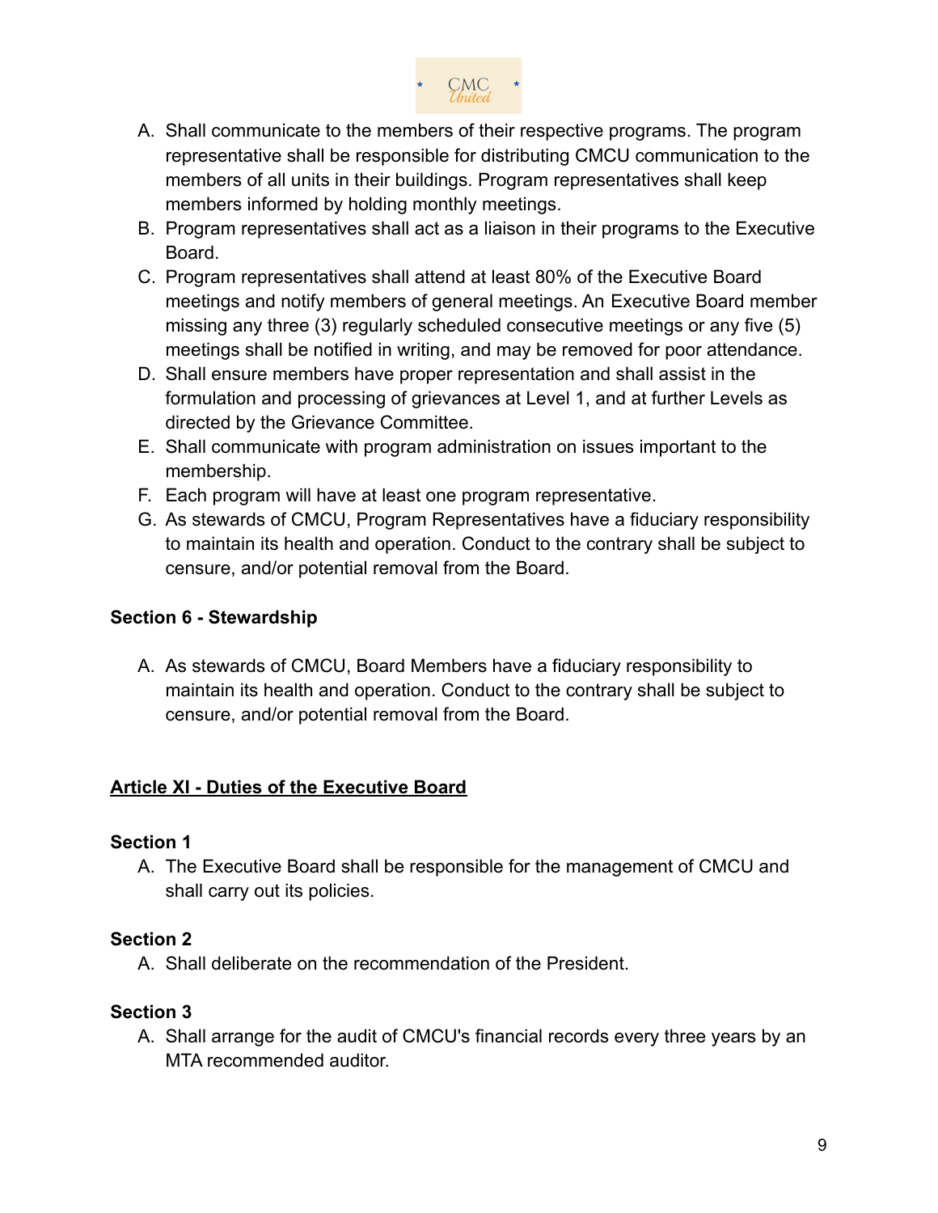A. Shall communicate to the members of their respective programs. The program representative shall be responsible for distributing CMCU communication to the members of all units in their buildings. Program representatives shall keep members informed by holding monthly meetings.
B. Program representatives shall act as a liaison in their programs to the Executive Board.
C. Program representatives shall attend at least 80% of the Executive Board meetings and notify members of general meetings. An Executive Board member missing any three (3) regularly scheduled consecutive meetings or any five (5) meetings shall be notified in writing, and may be removed for poor attendance.
D. Shall ensure members have proper representation and shall assist in the formulation and processing of grievances at Level 1, and at further Levels as directed by the Grievance Committee.
E. Shall communicate with program administration on issues important to the membership.
F. Each program will have at least one program representative.
G. As stewards of CMCU, Program Representatives have a fiduciary responsibility to maintain its health and operation. Conduct to the contrary shall be subject to censure, and/or potential removal from the Board.

### Section 6 - Stewardship

A. As stewards of CMCU, Board Members have a fiduciary responsibility to maintain its health and operation. Conduct to the contrary shall be subject to censure, and/or potential removal from the Board.

## Article XI - Duties of the Executive Board

### Section 1

A. The Executive Board shall be responsible for the management of CMCU and shall carry out its policies.

### Section 2

A. Shall deliberate on the recommendation of the President.

### Section 3

A. Shall arrange for the audit of CMCU's financial records every three years by an MTA recommended auditor.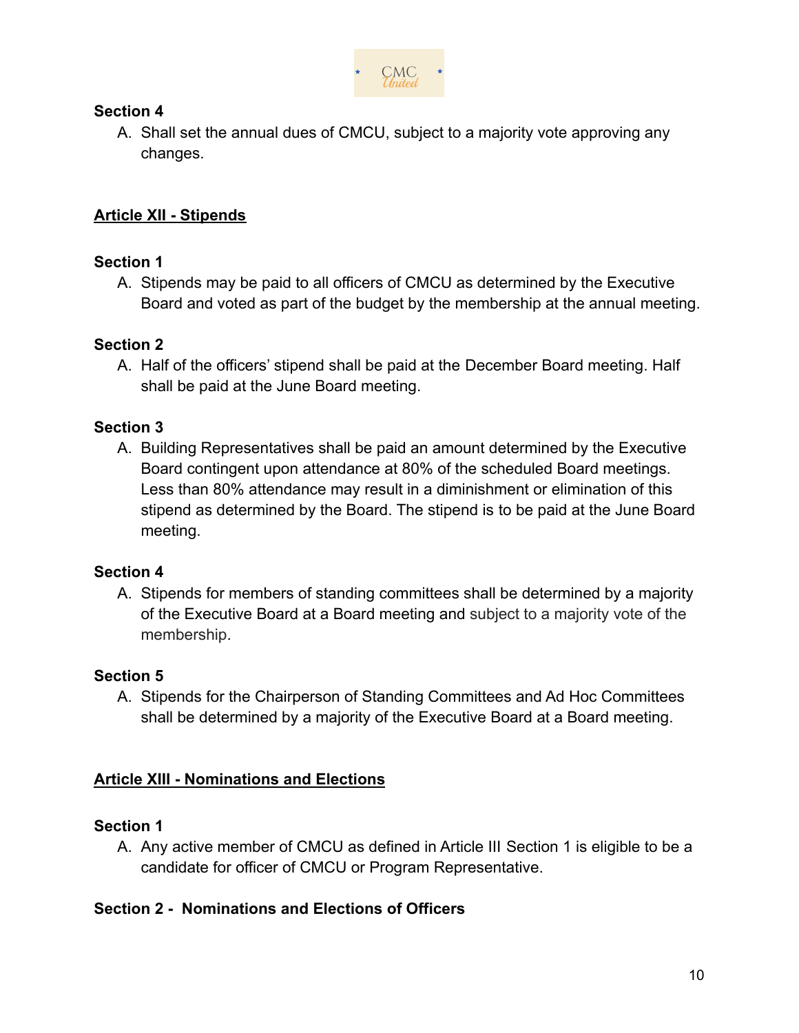**Section 4**

A. Shall set the annual dues of CMCU, subject to a majority vote approving any changes.

## Article XII - Stipends

**Section 1**

A. Stipends may be paid to all officers of CMCU as determined by the Executive Board and voted as part of the budget by the membership at the annual meeting.

**Section 2**

A. Half of the officers' stipend shall be paid at the December Board meeting. Half shall be paid at the June Board meeting.

**Section 3**

A. Building Representatives shall be paid an amount determined by the Executive Board contingent upon attendance at 80% of the scheduled Board meetings. Less than 80% attendance may result in a diminishment or elimination of this stipend as determined by the Board. The stipend is to be paid at the June Board meeting.

**Section 4**

A. Stipends for members of standing committees shall be determined by a majority of the Executive Board at a Board meeting and subject to a majority vote of the membership.

**Section 5**

A. Stipends for the Chairperson of Standing Committees and Ad Hoc Committees shall be determined by a majority of the Executive Board at a Board meeting.

## Article XIII - Nominations and Elections

**Section 1**

A. Any active member of CMCU as defined in Article III Section 1 is eligible to be a candidate for officer of CMCU or Program Representative.

**Section 2 - Nominations and Elections of Officers**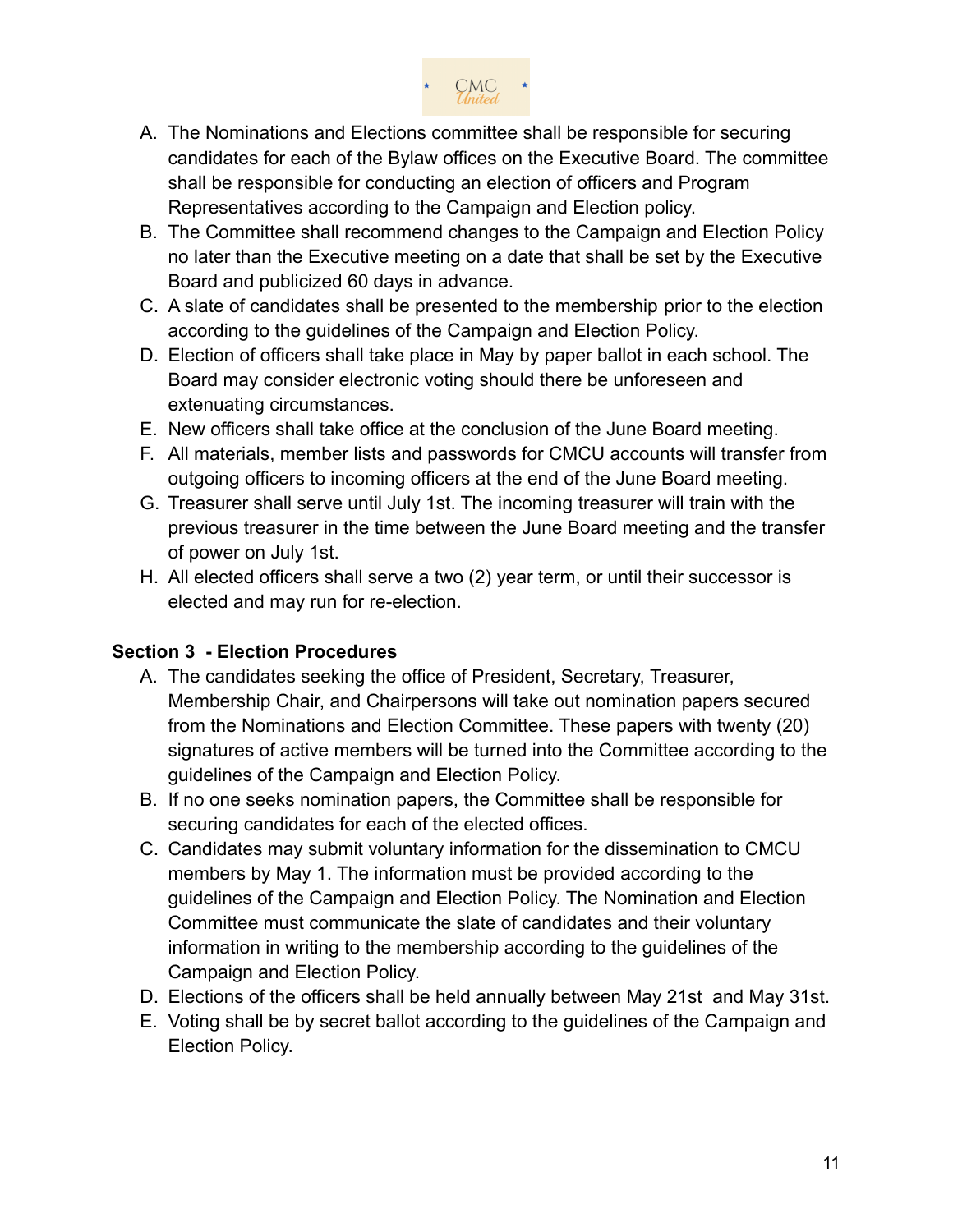A. The Nominations and Elections committee shall be responsible for securing candidates for each of the Bylaw offices on the Executive Board. The committee shall be responsible for conducting an election of officers and Program Representatives according to the Campaign and Election policy.
B. The Committee shall recommend changes to the Campaign and Election Policy no later than the Executive meeting on a date that shall be set by the Executive Board and publicized 60 days in advance.
C. A slate of candidates shall be presented to the membership prior to the election according to the guidelines of the Campaign and Election Policy.
D. Election of officers shall take place in May by paper ballot in each school. The Board may consider electronic voting should there be unforeseen and extenuating circumstances.
E. New officers shall take office at the conclusion of the June Board meeting.
F. All materials, member lists and passwords for CMCU accounts will transfer from outgoing officers to incoming officers at the end of the June Board meeting.
G. Treasurer shall serve until July 1st. The incoming treasurer will train with the previous treasurer in the time between the June Board meeting and the transfer of power on July 1st.
H. All elected officers shall serve a two (2) year term, or until their successor is elected and may run for re-election.

**Section 3 - Election Procedures**

A. The candidates seeking the office of President, Secretary, Treasurer, Membership Chair, and Chairpersons will take out nomination papers secured from the Nominations and Election Committee. These papers with twenty (20) signatures of active members will be turned into the Committee according to the guidelines of the Campaign and Election Policy.
B. If no one seeks nomination papers, the Committee shall be responsible for securing candidates for each of the elected offices.
C. Candidates may submit voluntary information for the dissemination to CMCU members by May 1. The information must be provided according to the guidelines of the Campaign and Election Policy. The Nomination and Election Committee must communicate the slate of candidates and their voluntary information in writing to the membership according to the guidelines of the Campaign and Election Policy.
D. Elections of the officers shall be held annually between May 21st and May 31st.
E. Voting shall be by secret ballot according to the guidelines of the Campaign and Election Policy.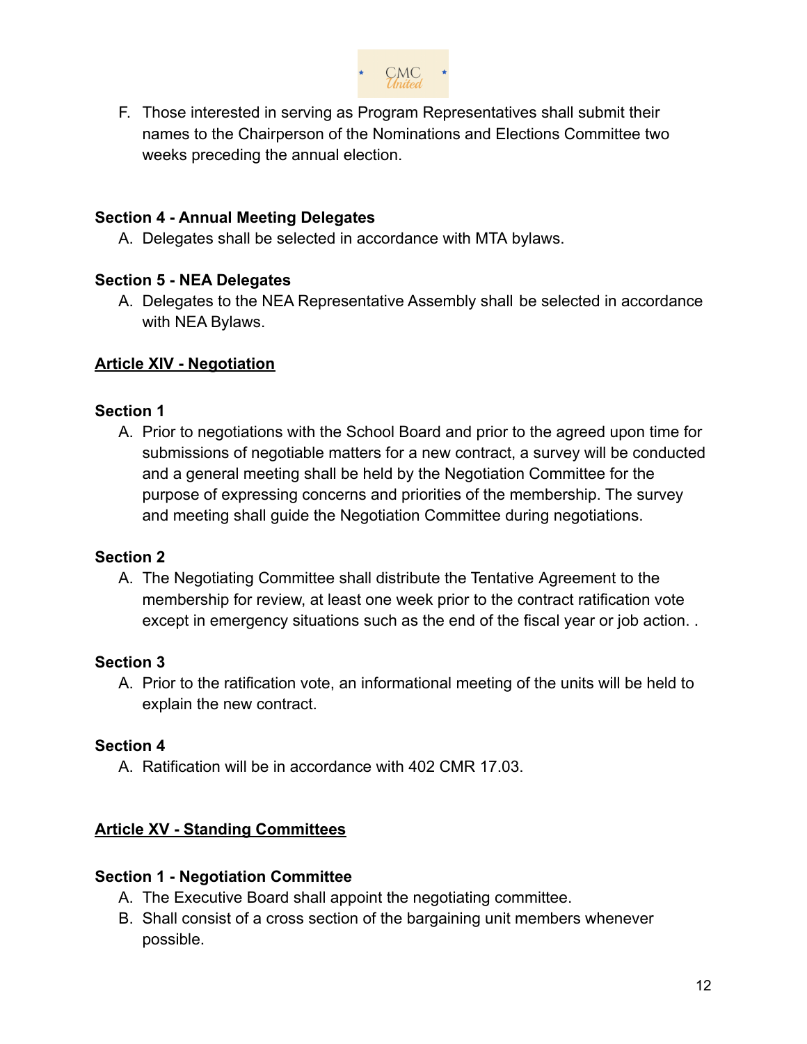F. Those interested in serving as Program Representatives shall submit their names to the Chairperson of the Nominations and Elections Committee two weeks preceding the annual election.

**Section 4 - Annual Meeting Delegates**

A. Delegates shall be selected in accordance with MTA bylaws.

**Section 5 - NEA Delegates**

A. Delegates to the NEA Representative Assembly shall be selected in accordance with NEA Bylaws.

## Article XIV - Negotiation

**Section 1**

A. Prior to negotiations with the School Board and prior to the agreed upon time for submissions of negotiable matters for a new contract, a survey will be conducted and a general meeting shall be held by the Negotiation Committee for the purpose of expressing concerns and priorities of the membership. The survey and meeting shall guide the Negotiation Committee during negotiations.

**Section 2**

A. The Negotiating Committee shall distribute the Tentative Agreement to the membership for review, at least one week prior to the contract ratification vote except in emergency situations such as the end of the fiscal year or job action. .

**Section 3**

A. Prior to the ratification vote, an informational meeting of the units will be held to explain the new contract.

**Section 4**

A. Ratification will be in accordance with 402 CMR 17.03.

## Article XV - Standing Committees

**Section 1 - Negotiation Committee**

A. The Executive Board shall appoint the negotiating committee.
B. Shall consist of a cross section of the bargaining unit members whenever possible.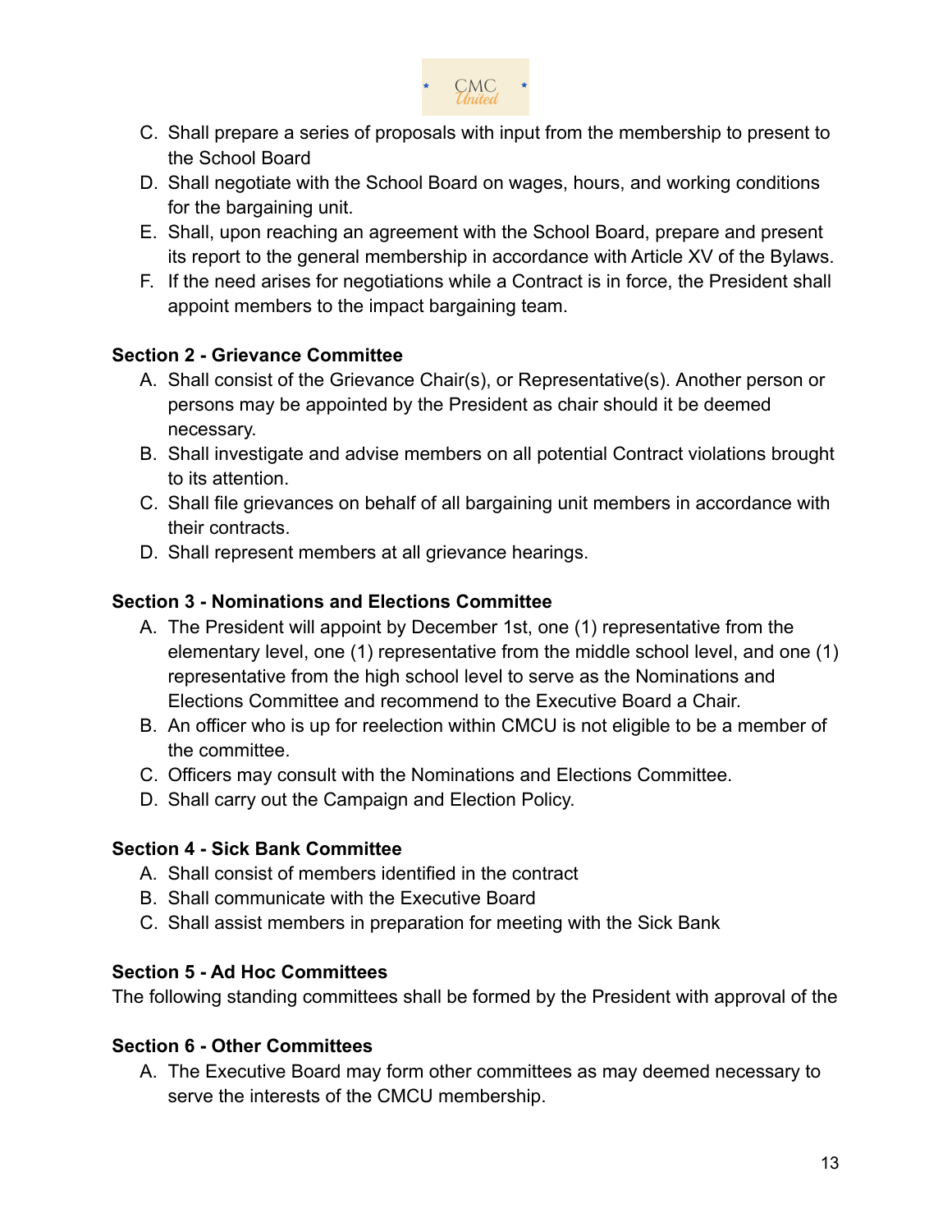C. Shall prepare a series of proposals with input from the membership to present to the School Board
D. Shall negotiate with the School Board on wages, hours, and working conditions for the bargaining unit.
E. Shall, upon reaching an agreement with the School Board, prepare and present its report to the general membership in accordance with Article XV of the Bylaws.
F. If the need arises for negotiations while a Contract is in force, the President shall appoint members to the impact bargaining team.

**Section 2 - Grievance Committee**

A. Shall consist of the Grievance Chair(s), or Representative(s). Another person or persons may be appointed by the President as chair should it be deemed necessary.
B. Shall investigate and advise members on all potential Contract violations brought to its attention.
C. Shall file grievances on behalf of all bargaining unit members in accordance with their contracts.
D. Shall represent members at all grievance hearings.

**Section 3 - Nominations and Elections Committee**

A. The President will appoint by December 1st, one (1) representative from the elementary level, one (1) representative from the middle school level, and one (1) representative from the high school level to serve as the Nominations and Elections Committee and recommend to the Executive Board a Chair.
B. An officer who is up for reelection within CMCU is not eligible to be a member of the committee.
C. Officers may consult with the Nominations and Elections Committee.
D. Shall carry out the Campaign and Election Policy.

**Section 4 - Sick Bank Committee**

A. Shall consist of members identified in the contract
B. Shall communicate with the Executive Board
C. Shall assist members in preparation for meeting with the Sick Bank

**Section 5 - Ad Hoc Committees**

The following standing committees shall be formed by the President with approval of the

**Section 6 - Other Committees**

A. The Executive Board may form other committees as may deemed necessary to serve the interests of the CMCU membership.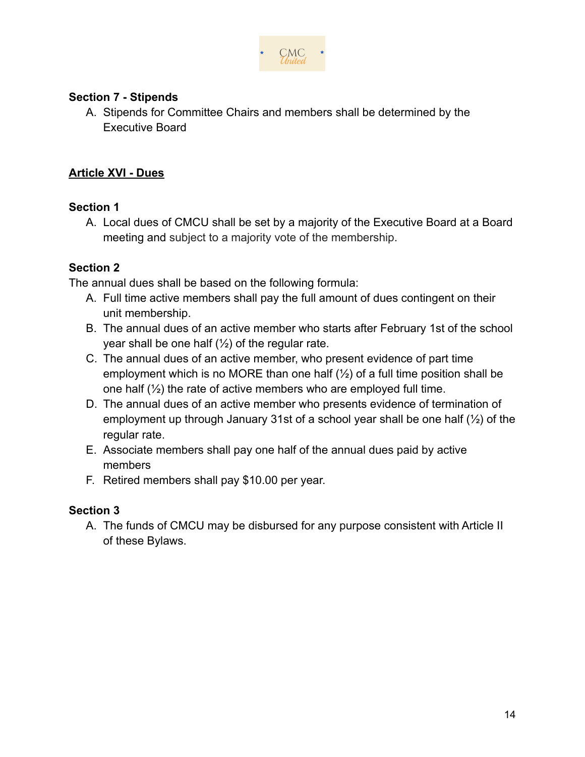**Section 7 - Stipends**

A. Stipends for Committee Chairs and members shall be determined by the Executive Board

## Article XVI - Dues

**Section 1**

A. Local dues of CMCU shall be set by a majority of the Executive Board at a Board meeting and subject to a majority vote of the membership.

**Section 2**

The annual dues shall be based on the following formula:

A. Full time active members shall pay the full amount of dues contingent on their unit membership.
B. The annual dues of an active member who starts after February 1st of the school year shall be one half (½) of the regular rate.
C. The annual dues of an active member, who present evidence of part time employment which is no MORE than one half (½) of a full time position shall be one half (½) the rate of active members who are employed full time.
D. The annual dues of an active member who presents evidence of termination of employment up through January 31st of a school year shall be one half (½) of the regular rate.
E. Associate members shall pay one half of the annual dues paid by active members
F. Retired members shall pay $10.00 per year.

**Section 3**

A. The funds of CMCU may be disbursed for any purpose consistent with Article II of these Bylaws.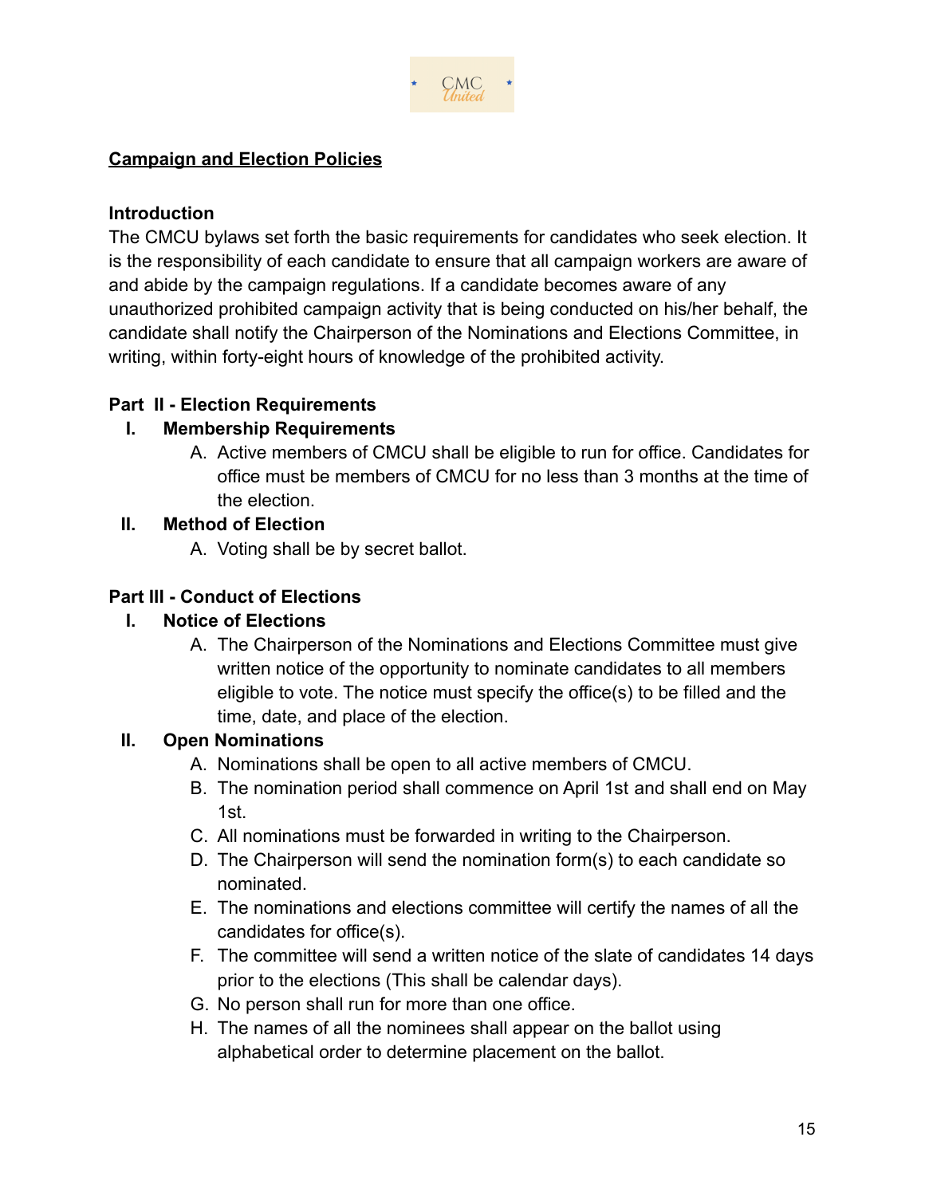## Campaign and Election Policies

### Introduction

The CMCU bylaws set forth the basic requirements for candidates who seek election. It is the responsibility of each candidate to ensure that all campaign workers are aware of and abide by the campaign regulations. If a candidate becomes aware of any unauthorized prohibited campaign activity that is being conducted on his/her behalf, the candidate shall notify the Chairperson of the Nominations and Elections Committee, in writing, within forty-eight hours of knowledge of the prohibited activity.

### Part II - Election Requirements

**I. Membership Requirements**

A. Active members of CMCU shall be eligible to run for office. Candidates for office must be members of CMCU for no less than 3 months at the time of the election.

**II. Method of Election**

A. Voting shall be by secret ballot.

### Part III - Conduct of Elections

**I. Notice of Elections**

A. The Chairperson of the Nominations and Elections Committee must give written notice of the opportunity to nominate candidates to all members eligible to vote. The notice must specify the office(s) to be filled and the time, date, and place of the election.

**II. Open Nominations**

A. Nominations shall be open to all active members of CMCU.

B. The nomination period shall commence on April 1st and shall end on May 1st.

C. All nominations must be forwarded in writing to the Chairperson.

D. The Chairperson will send the nomination form(s) to each candidate so nominated.

E. The nominations and elections committee will certify the names of all the candidates for office(s).

F. The committee will send a written notice of the slate of candidates 14 days prior to the elections (This shall be calendar days).

G. No person shall run for more than one office.

H. The names of all the nominees shall appear on the ballot using alphabetical order to determine placement on the ballot.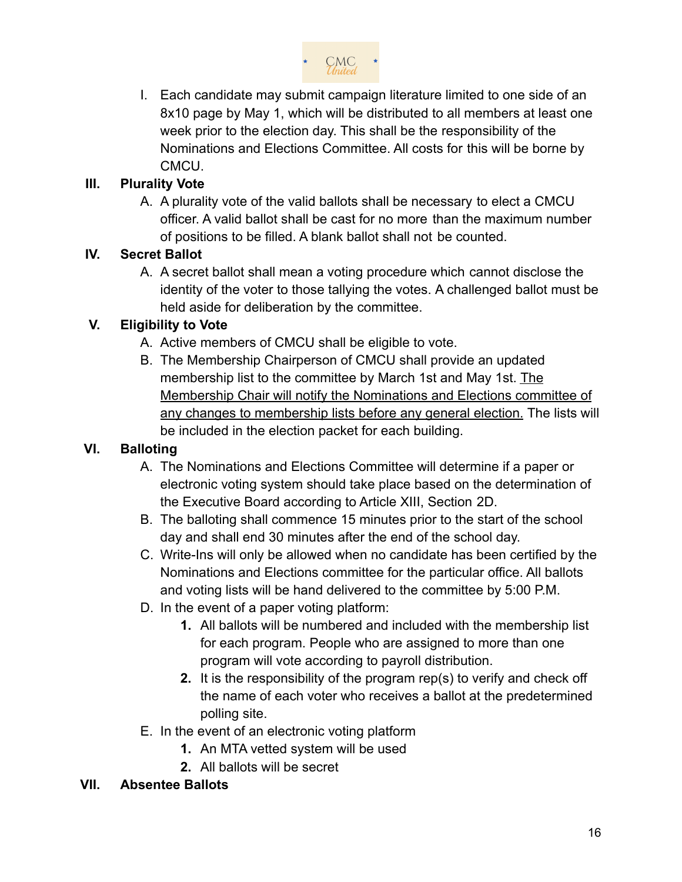I. Each candidate may submit campaign literature limited to one side of an 8x10 page by May 1, which will be distributed to all members at least one week prior to the election day. This shall be the responsibility of the Nominations and Elections Committee. All costs for this will be borne by CMCU.

## III. Plurality Vote

A. A plurality vote of the valid ballots shall be necessary to elect a CMCU officer. A valid ballot shall be cast for no more than the maximum number of positions to be filled. A blank ballot shall not be counted.

## IV. Secret Ballot

A. A secret ballot shall mean a voting procedure which cannot disclose the identity of the voter to those tallying the votes. A challenged ballot must be held aside for deliberation by the committee.

## V. Eligibility to Vote

A. Active members of CMCU shall be eligible to vote.

B. The Membership Chairperson of CMCU shall provide an updated membership list to the committee by March 1st and May 1st. <u>The Membership Chair will notify the Nominations and Elections committee of any changes to membership lists before any general election.</u> The lists will be included in the election packet for each building.

## VI. Balloting

A. The Nominations and Elections Committee will determine if a paper or electronic voting system should take place based on the determination of the Executive Board according to Article XIII, Section 2D.

B. The balloting shall commence 15 minutes prior to the start of the school day and shall end 30 minutes after the end of the school day.

C. Write-Ins will only be allowed when no candidate has been certified by the Nominations and Elections committee for the particular office. All ballots and voting lists will be hand delivered to the committee by 5:00 P.M.

D. In the event of a paper voting platform:

1. All ballots will be numbered and included with the membership list for each program. People who are assigned to more than one program will vote according to payroll distribution.
2. It is the responsibility of the program rep(s) to verify and check off the name of each voter who receives a ballot at the predetermined polling site.

E. In the event of an electronic voting platform

1. An MTA vetted system will be used
2. All ballots will be secret

## VII. Absentee Ballots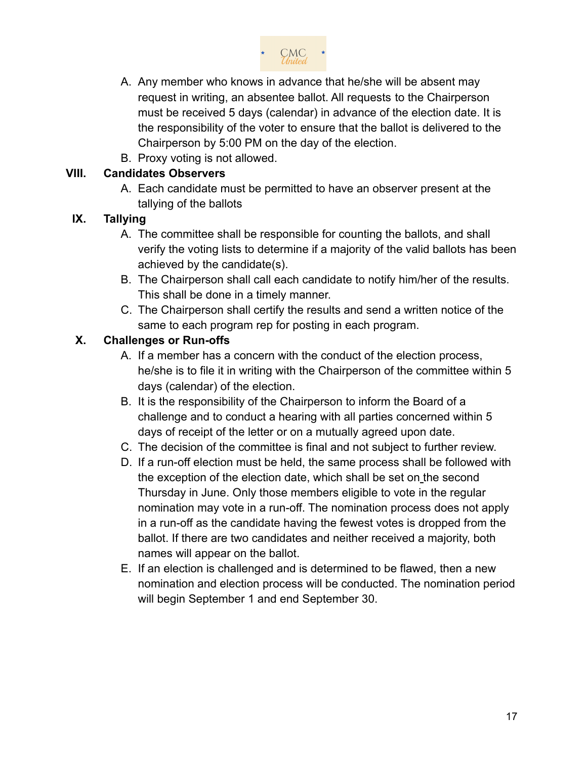A. Any member who knows in advance that he/she will be absent may request in writing, an absentee ballot. All requests to the Chairperson must be received 5 days (calendar) in advance of the election date. It is the responsibility of the voter to ensure that the ballot is delivered to the Chairperson by 5:00 PM on the day of the election.
B. Proxy voting is not allowed.

## VIII. Candidates Observers

A. Each candidate must be permitted to have an observer present at the tallying of the ballots

## IX. Tallying

A. The committee shall be responsible for counting the ballots, and shall verify the voting lists to determine if a majority of the valid ballots has been achieved by the candidate(s).
B. The Chairperson shall call each candidate to notify him/her of the results. This shall be done in a timely manner.
C. The Chairperson shall certify the results and send a written notice of the same to each program rep for posting in each program.

## X. Challenges or Run-offs

A. If a member has a concern with the conduct of the election process, he/she is to file it in writing with the Chairperson of the committee within 5 days (calendar) of the election.
B. It is the responsibility of the Chairperson to inform the Board of a challenge and to conduct a hearing with all parties concerned within 5 days of receipt of the letter or on a mutually agreed upon date.
C. The decision of the committee is final and not subject to further review.
D. If a run-off election must be held, the same process shall be followed with the exception of the election date, which shall be set on the second Thursday in June. Only those members eligible to vote in the regular nomination may vote in a run-off. The nomination process does not apply in a run-off as the candidate having the fewest votes is dropped from the ballot. If there are two candidates and neither received a majority, both names will appear on the ballot.
E. If an election is challenged and is determined to be flawed, then a new nomination and election process will be conducted. The nomination period will begin September 1 and end September 30.